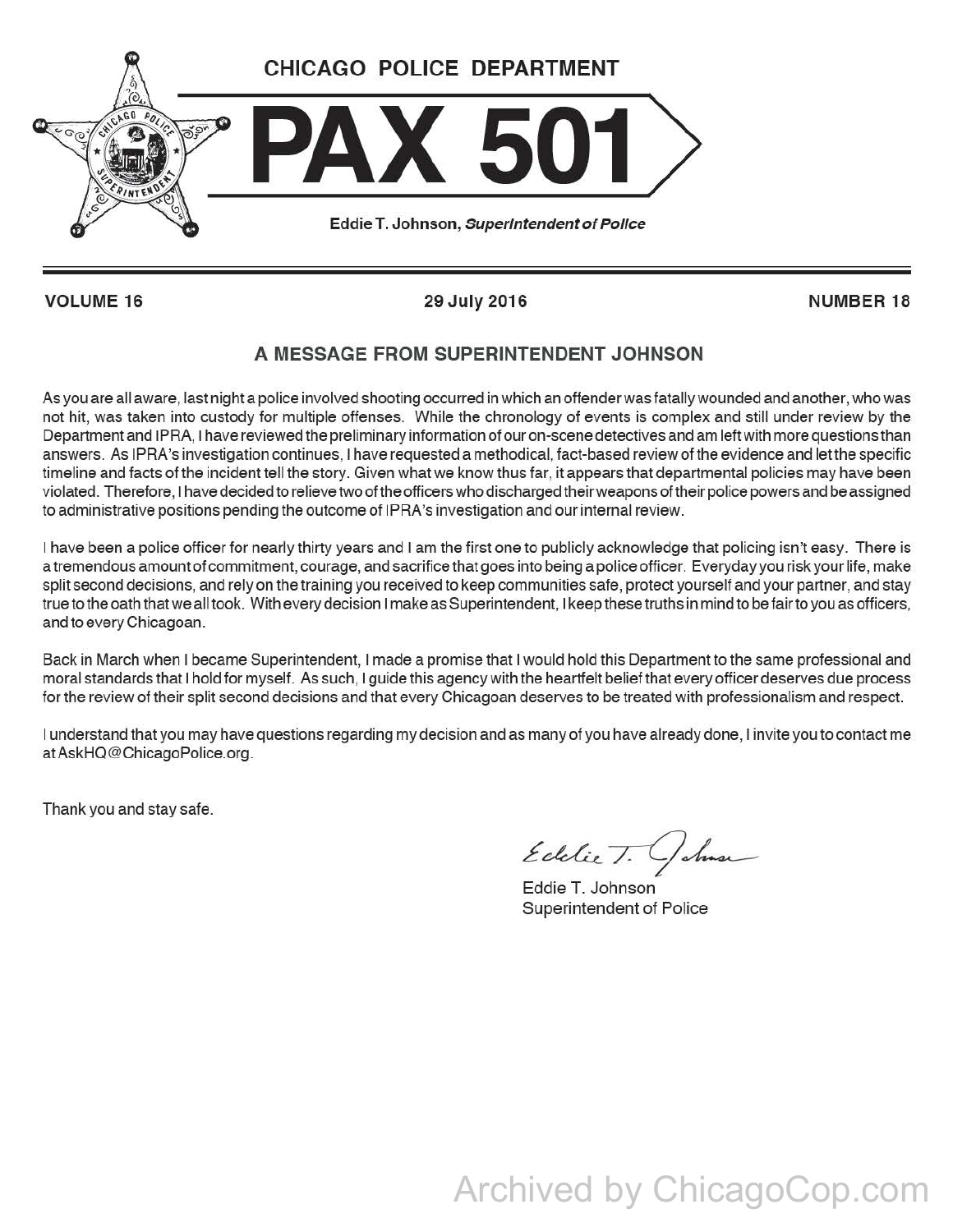# CHICAGO POLICE DEPARTMENT

# PAX 501

Eddie T. Johnson, *Superintendent of Police*

**VOLUME 16** **29 July 2016** **NUMBER 18**

## A MESSAGE FROM SUPERINTENDENT JOHNSON

As you are all aware, last night a police involved shooting occurred in which an offender was fatally wounded and another, who was not hit, was taken into custody for multiple offenses. While the chronology of events is complex and still under review by the Department and IPRA, I have reviewed the preliminary information of our on-scene detectives and am left with more questions than answers. As IPRA's investigation continues, I have requested a methodical, fact-based review of the evidence and let the specific timeline and facts of the incident tell the story. Given what we know thus far, it appears that departmental policies may have been violated. Therefore, I have decided to relieve two of the officers who discharged their weapons of their police powers and be assigned to administrative positions pending the outcome of IPRA's investigation and our internal review.

I have been a police officer for nearly thirty years and I am the first one to publicly acknowledge that policing isn't easy. There is a tremendous amount of commitment, courage, and sacrifice that goes into being a police officer. Everyday you risk your life, make split second decisions, and rely on the training you received to keep communities safe, protect yourself and your partner, and stay true to the oath that we all took. With every decision I make as Superintendent, I keep these truths in mind to be fair to you as officers, and to every Chicagoan.

Back in March when I became Superintendent, I made a promise that I would hold this Department to the same professional and moral standards that I hold for myself. As such, I guide this agency with the heartfelt belief that every officer deserves due process for the review of their split second decisions and that every Chicagoan deserves to be treated with professionalism and respect.

I understand that you may have questions regarding my decision and as many of you have already done, I invite you to contact me at AskHQ@ChicagoPolice.org.

Thank you and stay safe.

Eddie T. Johnson
Superintendent of Police

Archived by ChicagoCop.com